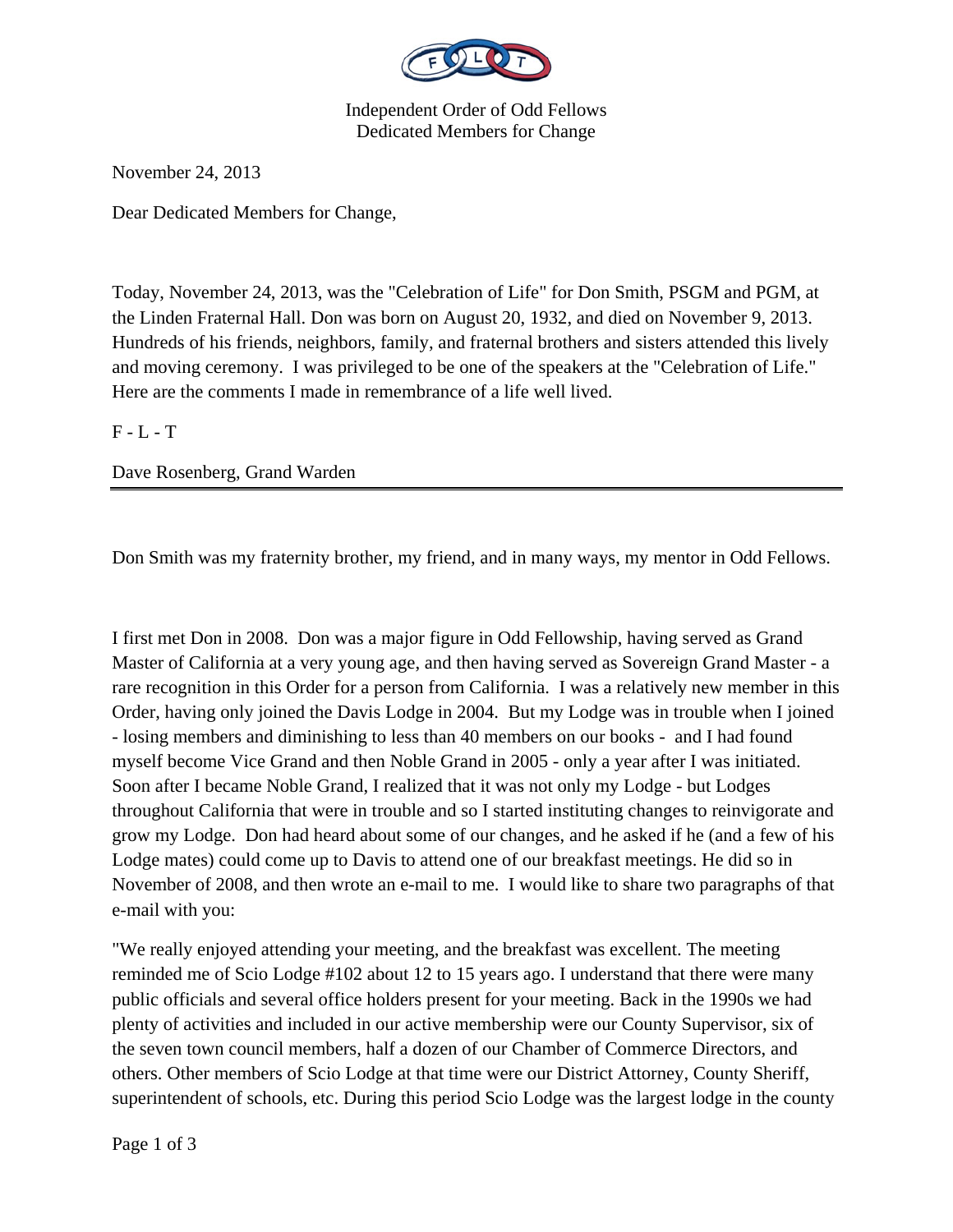Independent Order of Odd Fellows
Dedicated Members for Change

November 24, 2013

Dear Dedicated Members for Change,

Today, November 24, 2013, was the "Celebration of Life" for Don Smith, PSGM and PGM, at the Linden Fraternal Hall. Don was born on August 20, 1932, and died on November 9, 2013. Hundreds of his friends, neighbors, family, and fraternal brothers and sisters attended this lively and moving ceremony. I was privileged to be one of the speakers at the "Celebration of Life." Here are the comments I made in remembrance of a life well lived.

F - L - T

Dave Rosenberg, Grand Warden

---

Don Smith was my fraternity brother, my friend, and in many ways, my mentor in Odd Fellows.

I first met Don in 2008. Don was a major figure in Odd Fellowship, having served as Grand Master of California at a very young age, and then having served as Sovereign Grand Master - a rare recognition in this Order for a person from California. I was a relatively new member in this Order, having only joined the Davis Lodge in 2004. But my Lodge was in trouble when I joined - losing members and diminishing to less than 40 members on our books - and I had found myself become Vice Grand and then Noble Grand in 2005 - only a year after I was initiated. Soon after I became Noble Grand, I realized that it was not only my Lodge - but Lodges throughout California that were in trouble and so I started instituting changes to reinvigorate and grow my Lodge. Don had heard about some of our changes, and he asked if he (and a few of his Lodge mates) could come up to Davis to attend one of our breakfast meetings. He did so in November of 2008, and then wrote an e-mail to me. I would like to share two paragraphs of that e-mail with you:

"We really enjoyed attending your meeting, and the breakfast was excellent. The meeting reminded me of Scio Lodge #102 about 12 to 15 years ago. I understand that there were many public officials and several office holders present for your meeting. Back in the 1990s we had plenty of activities and included in our active membership were our County Supervisor, six of the seven town council members, half a dozen of our Chamber of Commerce Directors, and others. Other members of Scio Lodge at that time were our District Attorney, County Sheriff, superintendent of schools, etc. During this period Scio Lodge was the largest lodge in the county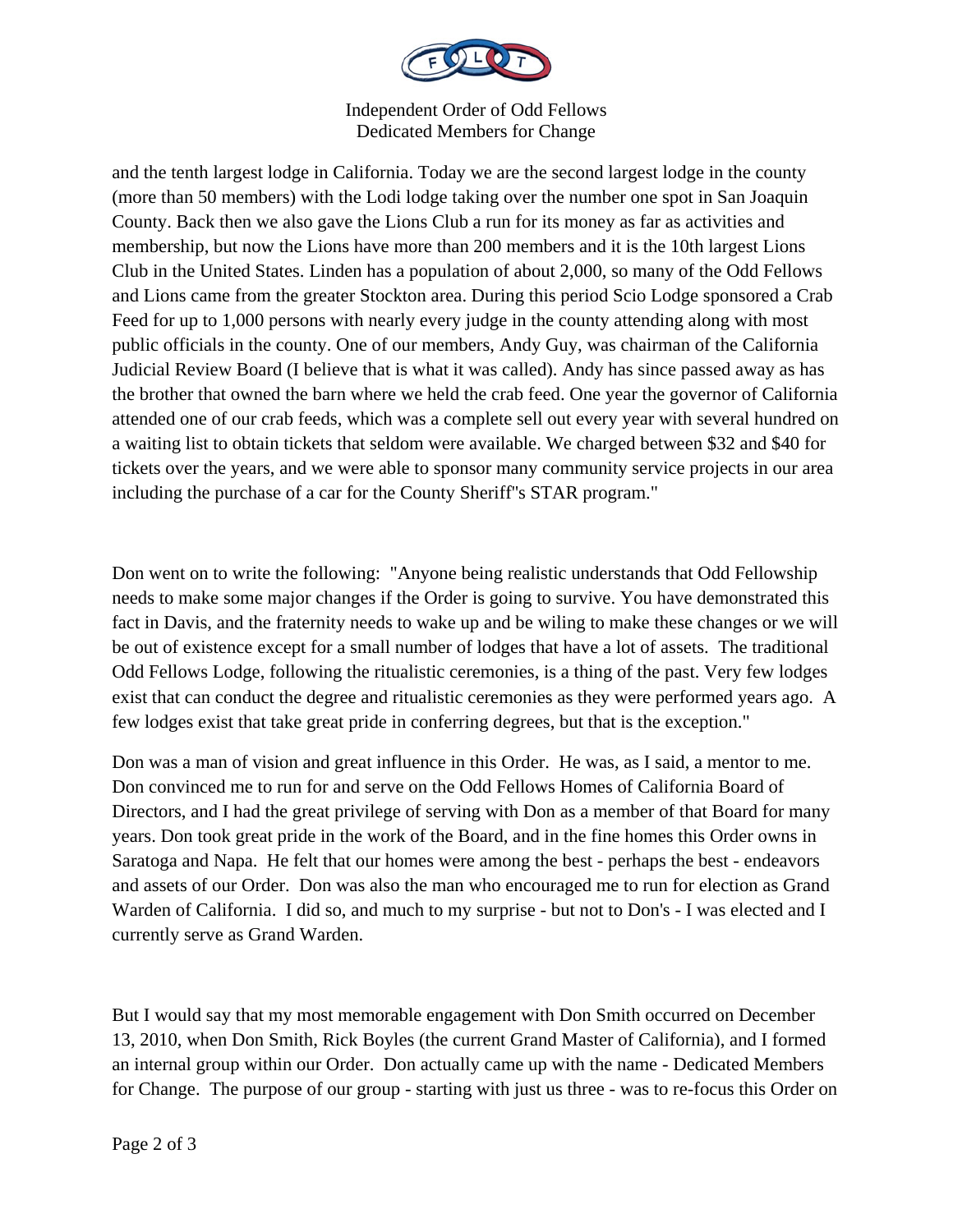and the tenth largest lodge in California. Today we are the second largest lodge in the county (more than 50 members) with the Lodi lodge taking over the number one spot in San Joaquin County. Back then we also gave the Lions Club a run for its money as far as activities and membership, but now the Lions have more than 200 members and it is the 10th largest Lions Club in the United States. Linden has a population of about 2,000, so many of the Odd Fellows and Lions came from the greater Stockton area. During this period Scio Lodge sponsored a Crab Feed for up to 1,000 persons with nearly every judge in the county attending along with most public officials in the county. One of our members, Andy Guy, was chairman of the California Judicial Review Board (I believe that is what it was called). Andy has since passed away as has the brother that owned the barn where we held the crab feed. One year the governor of California attended one of our crab feeds, which was a complete sell out every year with several hundred on a waiting list to obtain tickets that seldom were available. We charged between $32 and $40 for tickets over the years, and we were able to sponsor many community service projects in our area including the purchase of a car for the County Sheriff"s STAR program."

Don went on to write the following: "Anyone being realistic understands that Odd Fellowship needs to make some major changes if the Order is going to survive. You have demonstrated this fact in Davis, and the fraternity needs to wake up and be wiling to make these changes or we will be out of existence except for a small number of lodges that have a lot of assets. The traditional Odd Fellows Lodge, following the ritualistic ceremonies, is a thing of the past. Very few lodges exist that can conduct the degree and ritualistic ceremonies as they were performed years ago. A few lodges exist that take great pride in conferring degrees, but that is the exception."

Don was a man of vision and great influence in this Order. He was, as I said, a mentor to me. Don convinced me to run for and serve on the Odd Fellows Homes of California Board of Directors, and I had the great privilege of serving with Don as a member of that Board for many years. Don took great pride in the work of the Board, and in the fine homes this Order owns in Saratoga and Napa. He felt that our homes were among the best - perhaps the best - endeavors and assets of our Order. Don was also the man who encouraged me to run for election as Grand Warden of California. I did so, and much to my surprise - but not to Don's - I was elected and I currently serve as Grand Warden.

But I would say that my most memorable engagement with Don Smith occurred on December 13, 2010, when Don Smith, Rick Boyles (the current Grand Master of California), and I formed an internal group within our Order. Don actually came up with the name - Dedicated Members for Change. The purpose of our group - starting with just us three - was to re-focus this Order on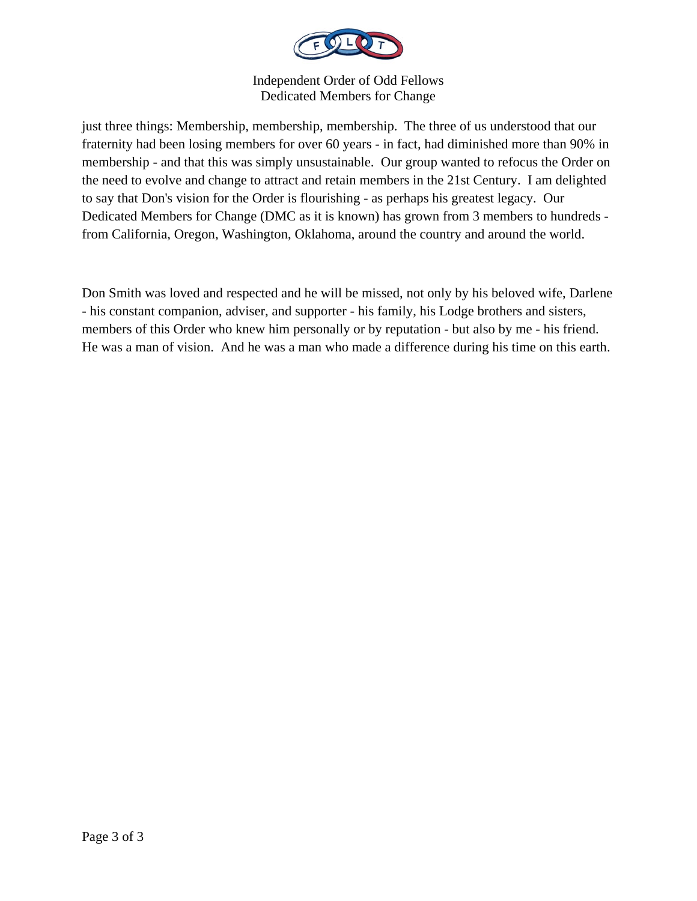just three things: Membership, membership, membership. The three of us understood that our fraternity had been losing members for over 60 years - in fact, had diminished more than 90% in membership - and that this was simply unsustainable. Our group wanted to refocus the Order on the need to evolve and change to attract and retain members in the 21st Century. I am delighted to say that Don's vision for the Order is flourishing - as perhaps his greatest legacy. Our Dedicated Members for Change (DMC as it is known) has grown from 3 members to hundreds - from California, Oregon, Washington, Oklahoma, around the country and around the world.

Don Smith was loved and respected and he will be missed, not only by his beloved wife, Darlene - his constant companion, adviser, and supporter - his family, his Lodge brothers and sisters, members of this Order who knew him personally or by reputation - but also by me - his friend. He was a man of vision. And he was a man who made a difference during his time on this earth.